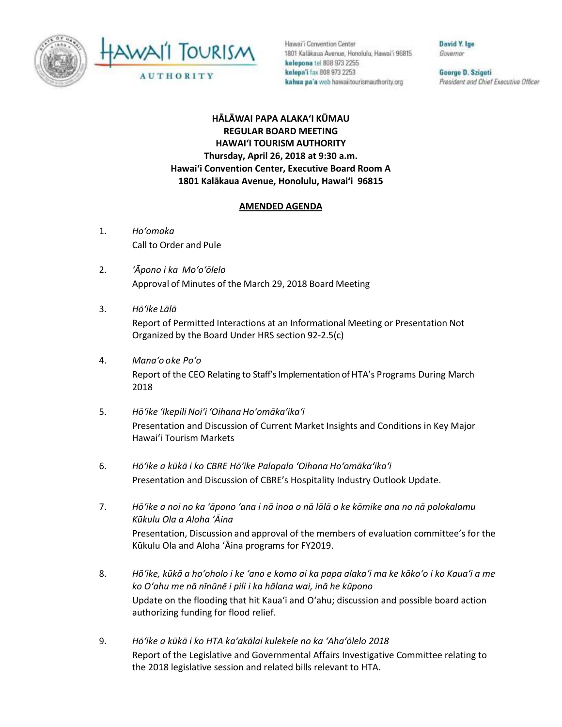HAWAI'I TOURISM AUTHORITY

Hawai'i Convention Center
1801 Kalākaua Avenue, Honolulu, Hawai'i 96815
**kelepona** tel 808 973 2255
**kelepa'i** fax 808 973 2253
**kahua pa'a** web hawaiitourismauthority.org

**David Y. Ige**
*Governor*

**George D. Szigeti**
*President and Chief Executive Officer*

**HĀLĀWAI PAPA ALAKAʻI KŪMAU**
**REGULAR BOARD MEETING**
**HAWAIʻI TOURISM AUTHORITY**
**Thursday, April 26, 2018 at 9:30 a.m.**
**Hawaiʻi Convention Center, Executive Board Room A**
**1801 Kalākaua Avenue, Honolulu, Hawaiʻi 96815**

**AMENDED AGENDA**

1. *Hoʻomaka*
   Call to Order and Pule

2. *ʻĀpono i ka Moʻoʻōlelo*
   Approval of Minutes of the March 29, 2018 Board Meeting

3. *Hōʻike Lālā*
   Report of Permitted Interactions at an Informational Meeting or Presentation Not Organized by the Board Under HRS section 92-2.5(c)

4. *Manaʻo oke Poʻo*
   Report of the CEO Relating to Staff's Implementation of HTA's Programs During March 2018

5. *Hōʻike ʻIkepili Noiʻi ʻOihana Hoʻomākaʻikaʻi*
   Presentation and Discussion of Current Market Insights and Conditions in Key Major Hawaiʻi Tourism Markets

6. *Hōʻike a kūkā i ko CBRE Hōʻike Palapala ʻOihana Hoʻomākaʻikaʻi*
   Presentation and Discussion of CBRE's Hospitality Industry Outlook Update.

7. *Hōʻike a noi no ka ʻāpono ʻana i nā inoa o nā lālā o ke kōmike ana no nā polokalamu Kūkulu Ola a Aloha ʻĀina*
   Presentation, Discussion and approval of the members of evaluation committee's for the Kūkulu Ola and Aloha ʻĀina programs for FY2019.

8. *Hōʻike, kūkā a hoʻoholo i ke ʻano e komo ai ka papa alakaʻi ma ke kākoʻo i ko Kauaʻi a me ko Oʻahu me nā nīnūnē i pili i ka hālana wai, inā he kūpono*
   Update on the flooding that hit Kauaʻi and Oʻahu; discussion and possible board action authorizing funding for flood relief.

9. *Hōʻike a kūkā i ko HTA kaʻakālai kulekele no ka ʻAhaʻōlelo 2018*
   Report of the Legislative and Governmental Affairs Investigative Committee relating to the 2018 legislative session and related bills relevant to HTA.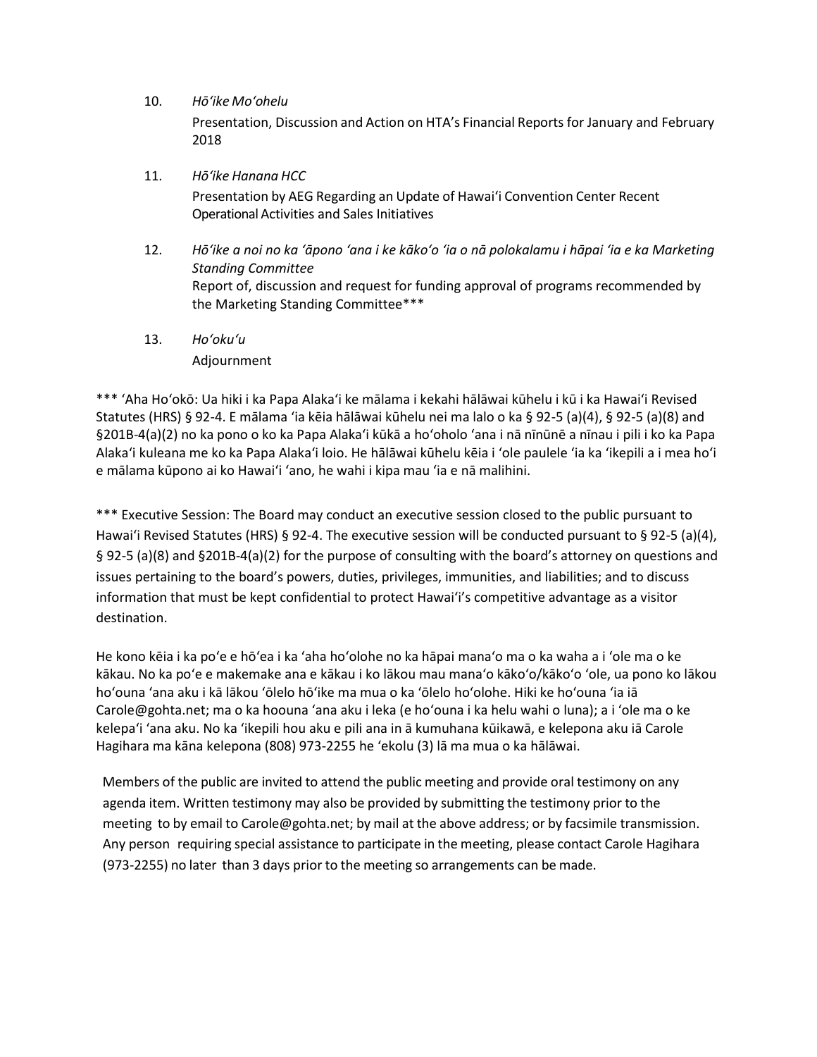10. *Hōʻike Moʻohelu*

    Presentation, Discussion and Action on HTA's Financial Reports for January and February 2018

11. *Hōʻike Hanana HCC*

    Presentation by AEG Regarding an Update of Hawaiʻi Convention Center Recent Operational Activities and Sales Initiatives

12. *Hōʻike a noi no ka ʻāpono ʻana i ke kākoʻo ʻia o nā polokalamu i hāpai ʻia e ka Marketing Standing Committee*

    Report of, discussion and request for funding approval of programs recommended by the Marketing Standing Committee***

13. *Hoʻokuʻu*

    Adjournment

*** ʻAha Hoʻokō: Ua hiki i ka Papa Alakaʻi ke mālama i kekahi hālāwai kūhelu i kū i ka Hawaiʻi Revised Statutes (HRS) § 92-4. E mālama ʻia kēia hālāwai kūhelu nei ma lalo o ka § 92-5 (a)(4), § 92-5 (a)(8) and §201B-4(a)(2) no ka pono o ko ka Papa Alakaʻi kūkā a hoʻoholo ʻana i nā nīnūnē a nīnau i pili i ko ka Papa Alakaʻi kuleana me ko ka Papa Alakaʻi loio. He hālāwai kūhelu kēia i ʻole paulele ʻia ka ʻikepili a i mea hoʻi e mālama kūpono ai ko Hawaiʻi ʻano, he wahi i kipa mau ʻia e nā malihini.

*** Executive Session: The Board may conduct an executive session closed to the public pursuant to Hawaiʻi Revised Statutes (HRS) § 92-4. The executive session will be conducted pursuant to § 92-5 (a)(4), § 92-5 (a)(8) and §201B-4(a)(2) for the purpose of consulting with the board's attorney on questions and issues pertaining to the board's powers, duties, privileges, immunities, and liabilities; and to discuss information that must be kept confidential to protect Hawaiʻi's competitive advantage as a visitor destination.

He kono kēia i ka poʻe e hōʻea i ka ʻaha hoʻolohe no ka hāpai manaʻo ma o ka waha a i ʻole ma o ke kākau. No ka poʻe e makemake ana e kākau i ko lākou mau manaʻo kākoʻo/kākoʻo ʻole, ua pono ko lākou hoʻouna ʻana aku i kā lākou ʻōlelo hōʻike ma mua o ka ʻōlelo hoʻolohe. Hiki ke hoʻouna ʻia iā Carole@gohta.net; ma o ka hoouna ʻana aku i leka (e hoʻouna i ka helu wahi o luna); a i ʻole ma o ke kelepaʻi ʻana aku. No ka ʻikepili hou aku e pili ana in ā kumuhana kūikawā, e kelepona aku iā Carole Hagihara ma kāna kelepona (808) 973-2255 he ʻekolu (3) lā ma mua o ka hālāwai.

Members of the public are invited to attend the public meeting and provide oral testimony on any agenda item. Written testimony may also be provided by submitting the testimony prior to the meeting to by email to Carole@gohta.net; by mail at the above address; or by facsimile transmission. Any person requiring special assistance to participate in the meeting, please contact Carole Hagihara (973-2255) no later than 3 days prior to the meeting so arrangements can be made.